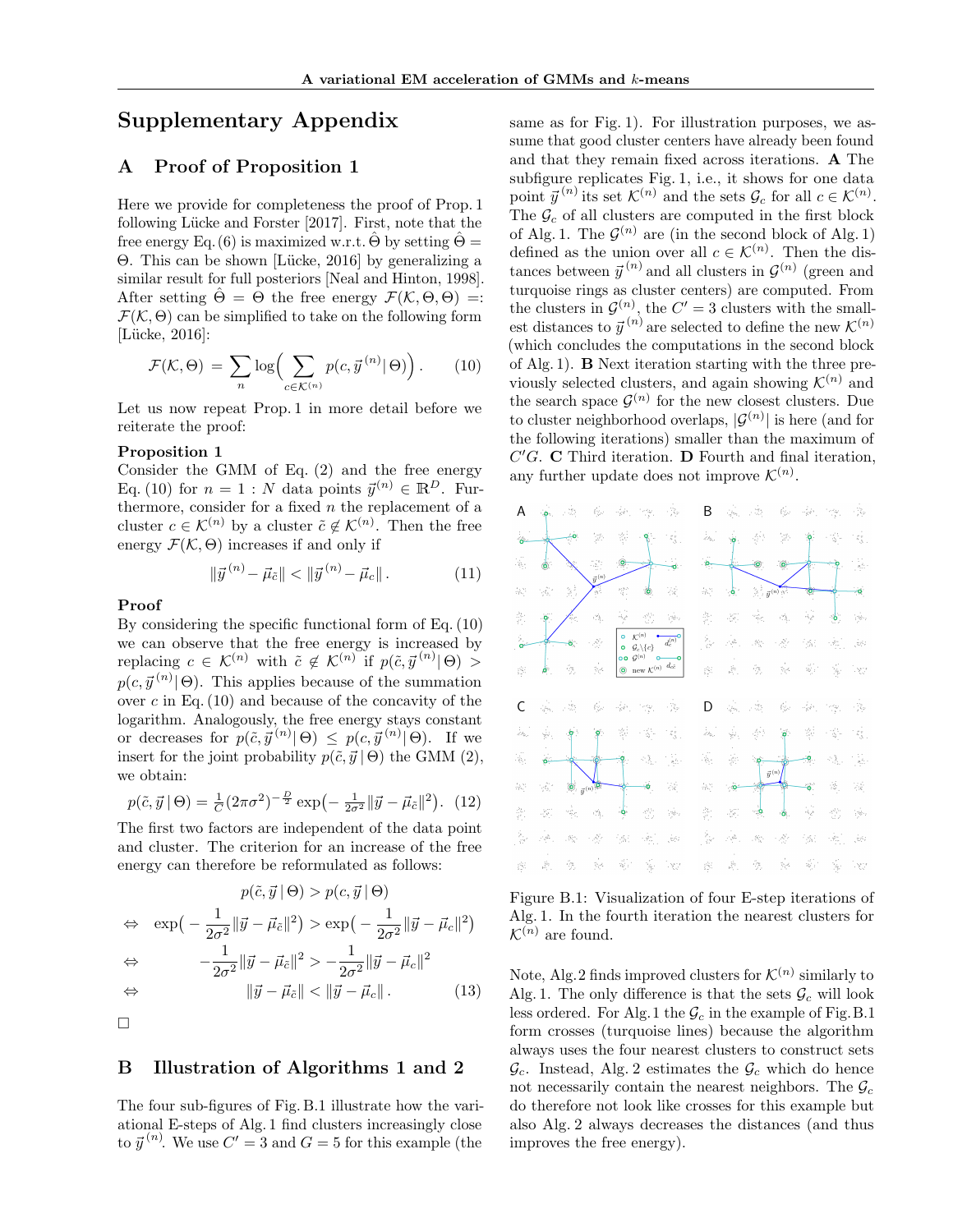# Supplementary Appendix

## A Proof of Proposition 1

Here we provide for completeness the proof of Prop. 1 following Lücke and Forster [2017]. First, note that the free energy Eq. (6) is maximized w.r.t. $\hat{\Theta}$ by setting $\hat{\Theta} = \Theta$. This can be shown [Lücke, 2016] by generalizing a similar result for full posteriors [Neal and Hinton, 1998]. After setting $\hat{\Theta} = \Theta$ the free energy $\mathcal{F}(\mathcal{K}, \Theta, \Theta) =: \mathcal{F}(\mathcal{K}, \Theta)$ can be simplified to take on the following form [Lücke, 2016]:

$$\mathcal{F}(\mathcal{K}, \Theta) = \sum_n \log\Big( \sum_{c \in \mathcal{K}^{(n)}} p(c, \vec{y}^{\,(n)} \,|\, \Theta) \Big). \qquad (10)$$

Let us now repeat Prop. 1 in more detail before we reiterate the proof:

**Proposition 1**

Consider the GMM of Eq. (2) and the free energy Eq. (10) for $n = 1 : N$ data points $\vec{y}^{\,(n)} \in \mathbb{R}^D$. Furthermore, consider for a fixed $n$ the replacement of a cluster $c \in \mathcal{K}^{(n)}$ by a cluster $\tilde{c} \notin \mathcal{K}^{(n)}$. Then the free energy $\mathcal{F}(\mathcal{K}, \Theta)$ increases if and only if

$$\|\vec{y}^{\,(n)} - \vec{\mu}_{\tilde{c}}\| < \|\vec{y}^{\,(n)} - \vec{\mu}_c\|. \qquad (11)$$

**Proof**

By considering the specific functional form of Eq. (10) we can observe that the free energy is increased by replacing $c \in \mathcal{K}^{(n)}$ with $\tilde{c} \notin \mathcal{K}^{(n)}$ if $p(\tilde{c}, \vec{y}^{\,(n)} \,|\, \Theta) > p(c, \vec{y}^{\,(n)} \,|\, \Theta)$. This applies because of the summation over $c$ in Eq. (10) and because of the concavity of the logarithm. Analogously, the free energy stays constant or decreases for $p(\tilde{c}, \vec{y}^{\,(n)} \,|\, \Theta) \leq p(c, \vec{y}^{\,(n)} \,|\, \Theta)$. If we insert for the joint probability $p(\tilde{c}, \vec{y} \,|\, \Theta)$ the GMM (2), we obtain:

$$p(\tilde{c}, \vec{y} \,|\, \Theta) = \tfrac{1}{C}(2\pi\sigma^2)^{-\frac{D}{2}} \exp\big(-\tfrac{1}{2\sigma^2}\|\vec{y} - \vec{\mu}_{\tilde{c}}\|^2\big). \quad (12)$$

The first two factors are independent of the data point and cluster. The criterion for an increase of the free energy can therefore be reformulated as follows:

$$
\begin{aligned}
& p(\tilde{c}, \vec{y} \,|\, \Theta) > p(c, \vec{y} \,|\, \Theta) \\
\Leftrightarrow \quad & \exp\Big(-\frac{1}{2\sigma^2}\|\vec{y} - \vec{\mu}_{\tilde{c}}\|^2\Big) > \exp\Big(-\frac{1}{2\sigma^2}\|\vec{y} - \vec{\mu}_c\|^2\Big) \\
\Leftrightarrow \quad & -\frac{1}{2\sigma^2}\|\vec{y} - \vec{\mu}_{\tilde{c}}\|^2 > -\frac{1}{2\sigma^2}\|\vec{y} - \vec{\mu}_c\|^2 \\
\Leftrightarrow \quad & \|\vec{y} - \vec{\mu}_{\tilde{c}}\| < \|\vec{y} - \vec{\mu}_c\|. \qquad (13)
\end{aligned}
$$

□

## B Illustration of Algorithms 1 and 2

The four sub-figures of Fig. B.1 illustrate how the variational E-steps of Alg. 1 find clusters increasingly close to $\vec{y}^{\,(n)}$. We use $C' = 3$ and $G = 5$ for this example (the same as for Fig. 1). For illustration purposes, we assume that good cluster centers have already been found and that they remain fixed across iterations. **A** The subfigure replicates Fig. 1, i.e., it shows for one data point $\vec{y}^{\,(n)}$ its set $\mathcal{K}^{(n)}$ and the sets $\mathcal{G}_c$ for all $c \in \mathcal{K}^{(n)}$. The $\mathcal{G}_c$ of all clusters are computed in the first block of Alg. 1. The $\mathcal{G}^{(n)}$ are (in the second block of Alg. 1) defined as the union over all $c \in \mathcal{K}^{(n)}$. Then the distances between $\vec{y}^{\,(n)}$ and all clusters in $\mathcal{G}^{(n)}$ (green and turquoise rings as cluster centers) are computed. From the clusters in $\mathcal{G}^{(n)}$, the $C' = 3$ clusters with the smallest distances to $\vec{y}^{\,(n)}$ are selected to define the new $\mathcal{K}^{(n)}$ (which concludes the computations in the second block of Alg. 1). **B** Next iteration starting with the three previously selected clusters, and again showing $\mathcal{K}^{(n)}$ and the search space $\mathcal{G}^{(n)}$ for the new closest clusters. Due to cluster neighborhood overlaps, $|\mathcal{G}^{(n)}|$ is here (and for the following iterations) smaller than the maximum of $C'G$. **C** Third iteration. **D** Fourth and final iteration, any further update does not improve $\mathcal{K}^{(n)}$.

Figure B.1: Visualization of four E-step iterations of Alg. 1. In the fourth iteration the nearest clusters for $\mathcal{K}^{(n)}$ are found.

Note, Alg. 2 finds improved clusters for $\mathcal{K}^{(n)}$ similarly to Alg. 1. The only difference is that the sets $\mathcal{G}_c$ will look less ordered. For Alg. 1 the $\mathcal{G}_c$ in the example of Fig. B.1 form crosses (turquoise lines) because the algorithm always uses the four nearest clusters to construct sets $\mathcal{G}_c$. Instead, Alg. 2 estimates the $\mathcal{G}_c$ which do hence not necessarily contain the nearest neighbors. The $\mathcal{G}_c$ do therefore not look like crosses for this example but also Alg. 2 always decreases the distances (and thus improves the free energy).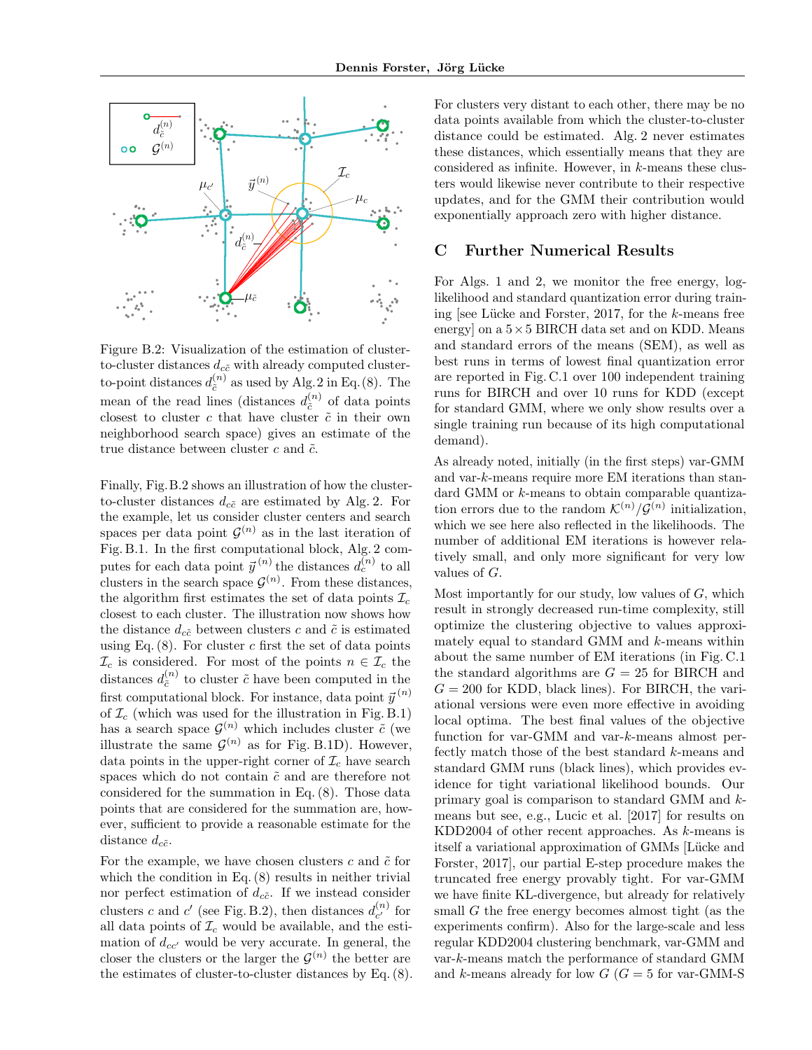Figure B.2: Visualization of the estimation of cluster-to-cluster distances $d_{c\tilde{c}}$ with already computed cluster-to-point distances $d_{\tilde{c}}^{(n)}$ as used by Alg. 2 in Eq. (8). The mean of the read lines (distances $d_{\tilde{c}}^{(n)}$ of data points closest to cluster $c$ that have cluster $\tilde{c}$ in their own neighborhood search space) gives an estimate of the true distance between cluster $c$ and $\tilde{c}$.

Finally, Fig. B.2 shows an illustration of how the cluster-to-cluster distances $d_{c\tilde{c}}$ are estimated by Alg. 2. For the example, let us consider cluster centers and search spaces per data point $\mathcal{G}^{(n)}$ as in the last iteration of Fig. B.1. In the first computational block, Alg. 2 computes for each data point $\vec{y}^{\,(n)}$ the distances $d_c^{(n)}$ to all clusters in the search space $\mathcal{G}^{(n)}$. From these distances, the algorithm first estimates the set of data points $\mathcal{I}_c$ closest to each cluster. The illustration now shows how the distance $d_{c\tilde{c}}$ between clusters $c$ and $\tilde{c}$ is estimated using Eq. (8). For cluster $c$ first the set of data points $\mathcal{I}_c$ is considered. For most of the points $n \in \mathcal{I}_c$ the distances $d_{\tilde{c}}^{(n)}$ to cluster $\tilde{c}$ have been computed in the first computational block. For instance, data point $\vec{y}^{\,(n)}$ of $\mathcal{I}_c$ (which was used for the illustration in Fig. B.1) has a search space $\mathcal{G}^{(n)}$ which includes cluster $\tilde{c}$ (we illustrate the same $\mathcal{G}^{(n)}$ as for Fig. B.1D). However, data points in the upper-right corner of $\mathcal{I}_c$ have search spaces which do not contain $\tilde{c}$ and are therefore not considered for the summation in Eq. (8). Those data points that are considered for the summation are, however, sufficient to provide a reasonable estimate for the distance $d_{c\tilde{c}}$.

For the example, we have chosen clusters $c$ and $\tilde{c}$ for which the condition in Eq. (8) results in neither trivial nor perfect estimation of $d_{c\tilde{c}}$. If we instead consider clusters $c$ and $c'$ (see Fig. B.2), then distances $d_{c'}^{(n)}$ for all data points of $\mathcal{I}_c$ would be available, and the estimation of $d_{cc'}$ would be very accurate. In general, the closer the clusters or the larger the $\mathcal{G}^{(n)}$ the better are the estimates of cluster-to-cluster distances by Eq. (8).

For clusters very distant to each other, there may be no data points available from which the cluster-to-cluster distance could be estimated. Alg. 2 never estimates these distances, which essentially means that they are considered as infinite. However, in $k$-means these clusters would likewise never contribute to their respective updates, and for the GMM their contribution would exponentially approach zero with higher distance.

## C Further Numerical Results

For Algs. 1 and 2, we monitor the free energy, log-likelihood and standard quantization error during training [see Lücke and Forster, 2017, for the $k$-means free energy] on a $5\times5$ BIRCH data set and on KDD. Means and standard errors of the means (SEM), as well as best runs in terms of lowest final quantization error are reported in Fig. C.1 over 100 independent training runs for BIRCH and over 10 runs for KDD (except for standard GMM, where we only show results over a single training run because of its high computational demand).

As already noted, initially (in the first steps) var-GMM and var-$k$-means require more EM iterations than standard GMM or $k$-means to obtain comparable quantization errors due to the random $\mathcal{K}^{(n)}/\mathcal{G}^{(n)}$ initialization, which we see here also reflected in the likelihoods. The number of additional EM iterations is however relatively small, and only more significant for very low values of $G$.

Most importantly for our study, low values of $G$, which result in strongly decreased run-time complexity, still optimize the clustering objective to values approximately equal to standard GMM and $k$-means within about the same number of EM iterations (in Fig. C.1 the standard algorithms are $G = 25$ for BIRCH and $G = 200$ for KDD, black lines). For BIRCH, the variational versions were even more effective in avoiding local optima. The best final values of the objective function for var-GMM and var-$k$-means almost perfectly match those of the best standard $k$-means and standard GMM runs (black lines), which provides evidence for tight variational likelihood bounds. Our primary goal is comparison to standard GMM and $k$-means but see, e.g., Lucic et al. [2017] for results on KDD2004 of other recent approaches. As $k$-means is itself a variational approximation of GMMs [Lücke and Forster, 2017], our partial E-step procedure makes the truncated free energy provably tight. For var-GMM we have finite KL-divergence, but already for relatively small $G$ the free energy becomes almost tight (as the experiments confirm). Also for the large-scale and less regular KDD2004 clustering benchmark, var-GMM and var-$k$-means match the performance of standard GMM and $k$-means already for low $G$ ($G = 5$ for var-GMM-S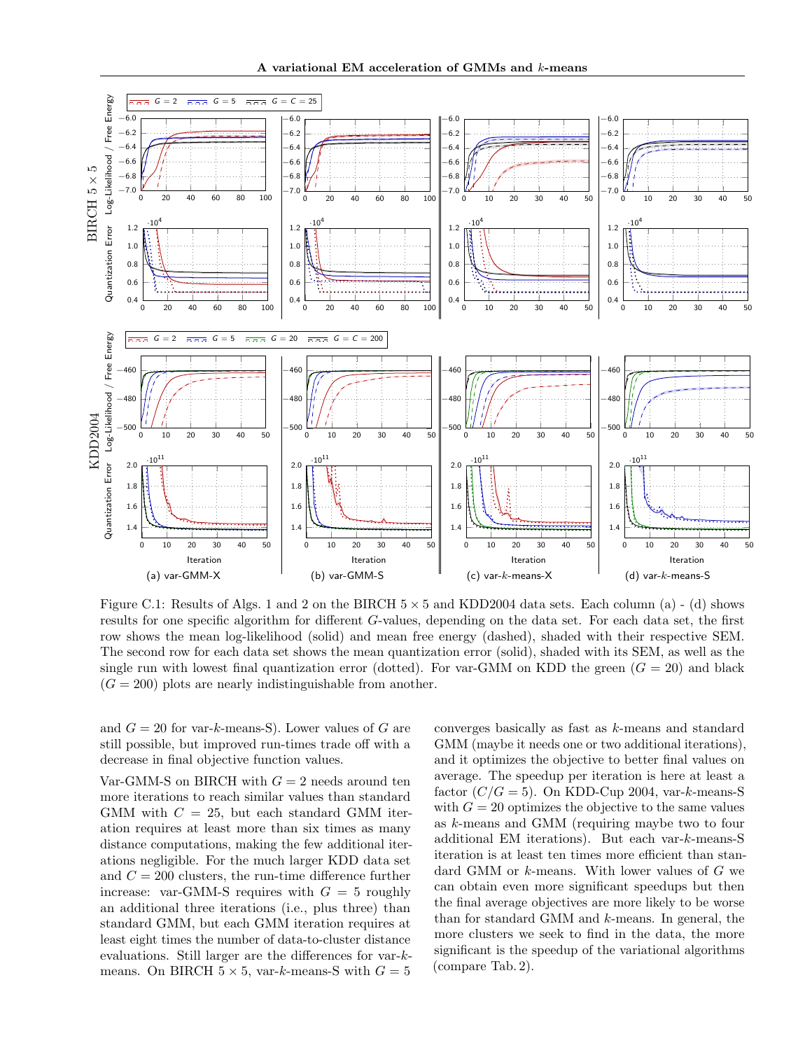Figure C.1: Results of Algs. 1 and 2 on the BIRCH $5 \times 5$ and KDD2004 data sets. Each column (a) - (d) shows results for one specific algorithm for different $G$-values, depending on the data set. For each data set, the first row shows the mean log-likelihood (solid) and mean free energy (dashed), shaded with their respective SEM. The second row for each data set shows the mean quantization error (solid), shaded with its SEM, as well as the single run with lowest final quantization error (dotted). For var-GMM on KDD the green ($G = 20$) and black ($G = 200$) plots are nearly indistinguishable from another.

and $G = 20$ for var-$k$-means-S). Lower values of $G$ are still possible, but improved run-times trade off with a decrease in final objective function values.

Var-GMM-S on BIRCH with $G = 2$ needs around ten more iterations to reach similar values than standard GMM with $C = 25$, but each standard GMM iteration requires at least more than six times as many distance computations, making the few additional iterations negligible. For the much larger KDD data set and $C = 200$ clusters, the run-time difference further increase: var-GMM-S requires with $G = 5$ roughly an additional three iterations (i.e., plus three) than standard GMM, but each GMM iteration requires at least eight times the number of data-to-cluster distance evaluations. Still larger are the differences for var-$k$-means. On BIRCH $5 \times 5$, var-$k$-means-S with $G = 5$ converges basically as fast as $k$-means and standard GMM (maybe it needs one or two additional iterations), and it optimizes the objective to better final values on average. The speedup per iteration is here at least a factor ($C/G = 5$). On KDD-Cup 2004, var-$k$-means-S with $G = 20$ optimizes the objective to the same values as $k$-means and GMM (requiring maybe two to four additional EM iterations). But each var-$k$-means-S iteration is at least ten times more efficient than standard GMM or $k$-means. With lower values of $G$ we can obtain even more significant speedups but then the final average objectives are more likely to be worse than for standard GMM and $k$-means. In general, the more clusters we seek to find in the data, the more significant is the speedup of the variational algorithms (compare Tab. 2).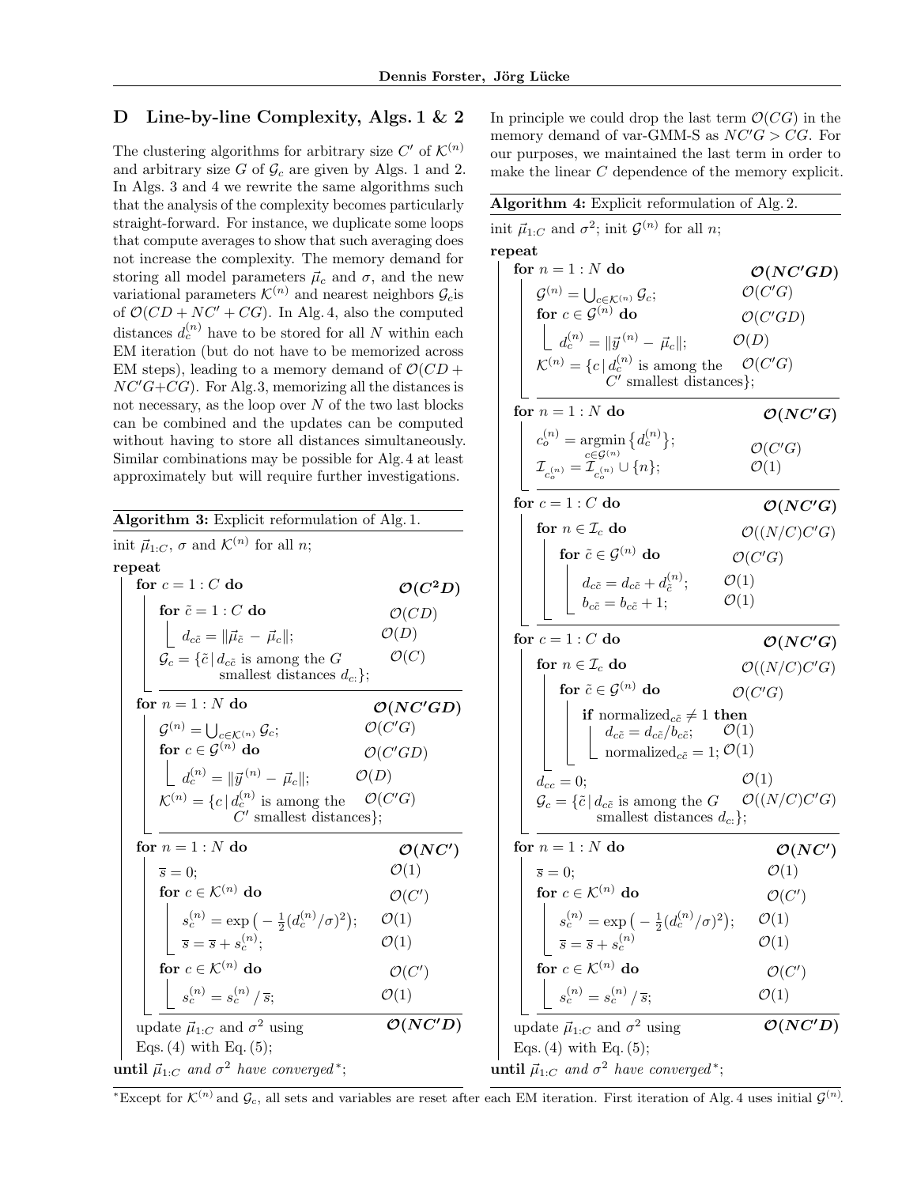## D Line-by-line Complexity, Algs. 1 & 2

The clustering algorithms for arbitrary size $C'$ of $\mathcal{K}^{(n)}$ and arbitrary size $G$ of $\mathcal{G}_c$ are given by Algs. 1 and 2. In Algs. 3 and 4 we rewrite the same algorithms such that the analysis of the complexity becomes particularly straight-forward. For instance, we duplicate some loops that compute averages to show that such averaging does not increase the complexity. The memory demand for storing all model parameters $\vec{\mu}_c$ and $\sigma$, and the new variational parameters $\mathcal{K}^{(n)}$ and nearest neighbors $\mathcal{G}_c$is of $\mathcal{O}(CD + NC' + CG)$. In Alg. 4, also the computed distances $d_c^{(n)}$ have to be stored for all $N$ within each EM iteration (but do not have to be memorized across EM steps), leading to a memory demand of $\mathcal{O}(CD + NC'G + CG)$. For Alg.3, memorizing all the distances is not necessary, as the loop over $N$ of the two last blocks can be combined and the updates can be computed without having to store all distances simultaneously. Similar combinations may be possible for Alg. 4 at least approximately but will require further investigations.

**Algorithm 3:** Explicit reformulation of Alg. 1.

```
init μ_{1:C}, σ and K^(n) for all n;
repeat
    for c = 1 : C do                                                   O(C²D)
        for c̃ = 1 : C do                                               O(CD)
            d_{cc̃} = ||μ_c̃ − μ_c||;                                    O(D)
        G_c = {c̃ | d_{cc̃} is among the G smallest distances d_{c:}};   O(C)
    for n = 1 : N do                                                   O(NC'GD)
        G^(n) = ∪_{c∈K^(n)} G_c;                                       O(C'G)
        for c ∈ G^(n) do                                               O(C'GD)
            d_c^(n) = ||y^(n) − μ_c||;                                 O(D)
        K^(n) = {c | d_c^(n) is among the C' smallest distances};      O(C'G)
    for n = 1 : N do                                                   O(NC')
        s̄ = 0;                                                         O(1)
        for c ∈ K^(n) do                                               O(C')
            s_c^(n) = exp(−½(d_c^(n)/σ)²);                             O(1)
            s̄ = s̄ + s_c^(n);                                           O(1)
        for c ∈ K^(n) do                                               O(C')
            s_c^(n) = s_c^(n) / s̄;                                     O(1)
    update μ_{1:C} and σ² using Eqs. (4) with Eq. (5);                 O(NC'D)
until μ_{1:C} and σ² have converged*;
```

In principle we could drop the last term $\mathcal{O}(CG)$ in the memory demand of var-GMM-S as $NC'G > CG$. For our purposes, we maintained the last term in order to make the linear $C$ dependence of the memory explicit.

**Algorithm 4:** Explicit reformulation of Alg. 2.

```
init μ_{1:C} and σ²; init G^(n) for all n;
repeat
    for n = 1 : N do                                                   O(NC'GD)
        G^(n) = ∪_{c∈K^(n)} G_c;                                       O(C'G)
        for c ∈ G^(n) do                                               O(C'GD)
            d_c^(n) = ||y^(n) − μ_c||;                                 O(D)
        K^(n) = {c | d_c^(n) is among the C' smallest distances};      O(C'G)
    for n = 1 : N do                                                   O(NC'G)
        c_o^(n) = argmin_{c∈G^(n)} {d_c^(n)};                          O(C'G)
        I_{c_o^(n)} = I_{c_o^(n)} ∪ {n};                               O(1)
    for c = 1 : C do                                                   O(NC'G)
        for n ∈ I_c do                                                 O((N/C)C'G)
            for c̃ ∈ G^(n) do                                           O(C'G)
                d_{cc̃} = d_{cc̃} + d_c̃^(n);                             O(1)
                b_{cc̃} = b_{cc̃} + 1;                                   O(1)
    for c = 1 : C do                                                   O(NC'G)
        for n ∈ I_c do                                                 O((N/C)C'G)
            for c̃ ∈ G^(n) do                                           O(C'G)
                if normalized_{cc̃} ≠ 1 then
                    d_{cc̃} = d_{cc̃}/b_{cc̃};                            O(1)
                    normalized_{cc̃} = 1;                               O(1)
        d_{cc} = 0;                                                    O(1)
        G_c = {c̃ | d_{cc̃} is among the G smallest distances d_{c:}};   O((N/C)C'G)
    for n = 1 : N do                                                   O(NC')
        s̄ = 0;                                                         O(1)
        for c ∈ K^(n) do                                               O(C')
            s_c^(n) = exp(−½(d_c^(n)/σ)²);                             O(1)
            s̄ = s̄ + s_c^(n)                                            O(1)
        for c ∈ K^(n) do                                               O(C')
            s_c^(n) = s_c^(n) / s̄;                                     O(1)
    update μ_{1:C} and σ² using Eqs. (4) with Eq. (5);                 O(NC'D)
until μ_{1:C} and σ² have converged*;
```

*Except for $\mathcal{K}^{(n)}$ and $\mathcal{G}_c$, all sets and variables are reset after each EM iteration. First iteration of Alg. 4 uses initial $\mathcal{G}^{(n)}$.